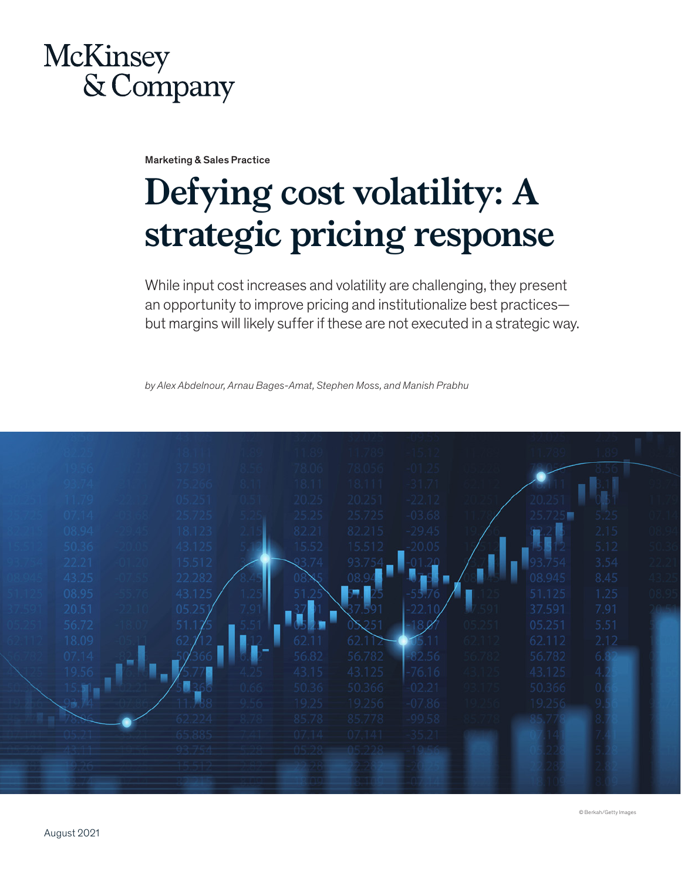McKinsey & Company

Marketing & Sales Practice

# Defying cost volatility: A strategic pricing response

While input cost increases and volatility are challenging, they present an opportunity to improve pricing and institutionalize best practices—but margins will likely suffer if these are not executed in a strategic way.

*by Alex Abdelnour, Arnau Bages-Amat, Stephen Moss, and Manish Prabhu*

© Berkah/Getty Images

August 2021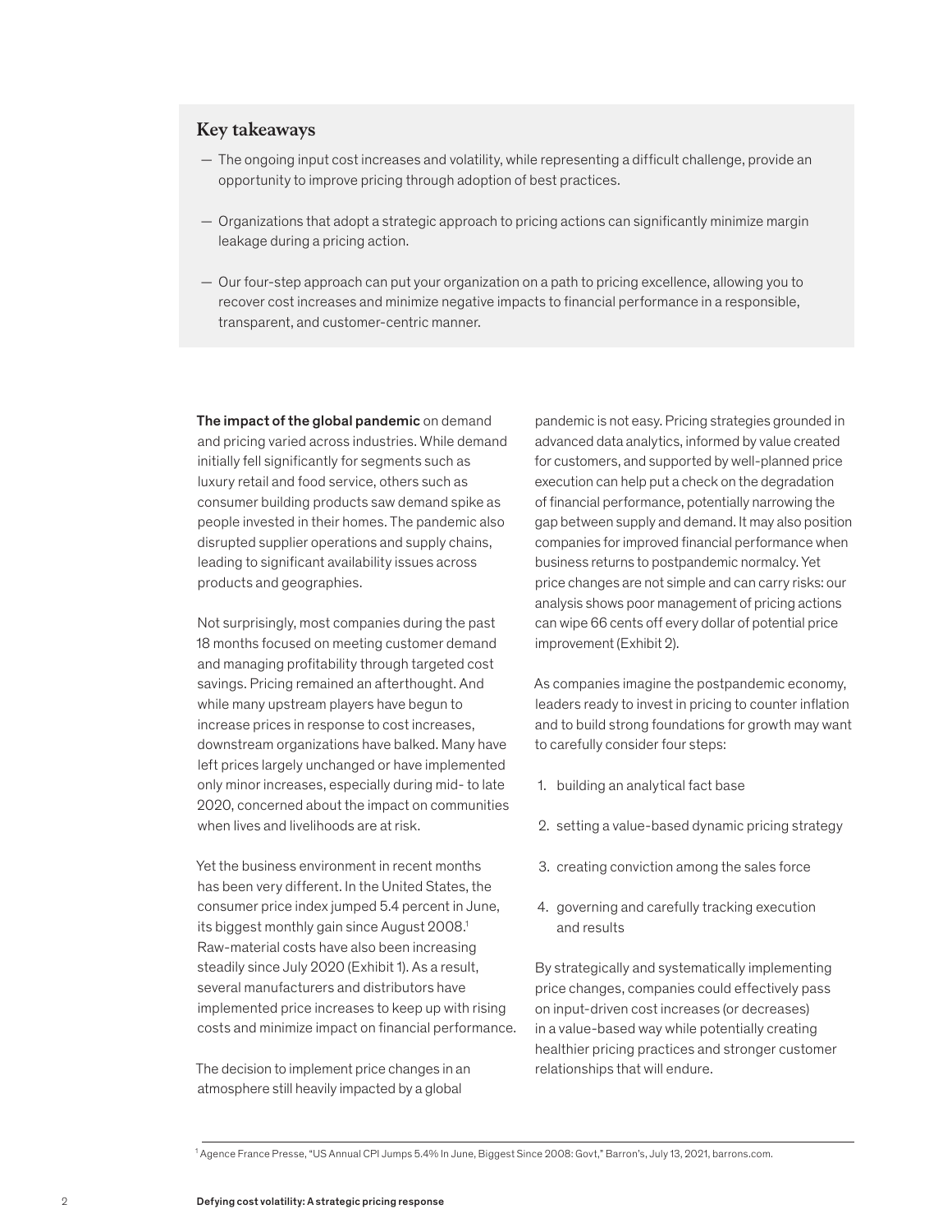## Key takeaways

— The ongoing input cost increases and volatility, while representing a difficult challenge, provide an opportunity to improve pricing through adoption of best practices.

— Organizations that adopt a strategic approach to pricing actions can significantly minimize margin leakage during a pricing action.

— Our four-step approach can put your organization on a path to pricing excellence, allowing you to recover cost increases and minimize negative impacts to financial performance in a responsible, transparent, and customer-centric manner.

**The impact of the global pandemic** on demand and pricing varied across industries. While demand initially fell significantly for segments such as luxury retail and food service, others such as consumer building products saw demand spike as people invested in their homes. The pandemic also disrupted supplier operations and supply chains, leading to significant availability issues across products and geographies.

Not surprisingly, most companies during the past 18 months focused on meeting customer demand and managing profitability through targeted cost savings. Pricing remained an afterthought. And while many upstream players have begun to increase prices in response to cost increases, downstream organizations have balked. Many have left prices largely unchanged or have implemented only minor increases, especially during mid- to late 2020, concerned about the impact on communities when lives and livelihoods are at risk.

Yet the business environment in recent months has been very different. In the United States, the consumer price index jumped 5.4 percent in June, its biggest monthly gain since August 2008.[1] Raw-material costs have also been increasing steadily since July 2020 (Exhibit 1). As a result, several manufacturers and distributors have implemented price increases to keep up with rising costs and minimize impact on financial performance.

The decision to implement price changes in an atmosphere still heavily impacted by a global pandemic is not easy. Pricing strategies grounded in advanced data analytics, informed by value created for customers, and supported by well-planned price execution can help put a check on the degradation of financial performance, potentially narrowing the gap between supply and demand. It may also position companies for improved financial performance when business returns to postpandemic normalcy. Yet price changes are not simple and can carry risks: our analysis shows poor management of pricing actions can wipe 66 cents off every dollar of potential price improvement (Exhibit 2).

As companies imagine the postpandemic economy, leaders ready to invest in pricing to counter inflation and to build strong foundations for growth may want to carefully consider four steps:

1. building an analytical fact base
2. setting a value-based dynamic pricing strategy
3. creating conviction among the sales force
4. governing and carefully tracking execution and results

By strategically and systematically implementing price changes, companies could effectively pass on input-driven cost increases (or decreases) in a value-based way while potentially creating healthier pricing practices and stronger customer relationships that will endure.

---

[1] Agence France Presse, "US Annual CPI Jumps 5.4% In June, Biggest Since 2008: Govt," Barron's, July 13, 2021, barrons.com.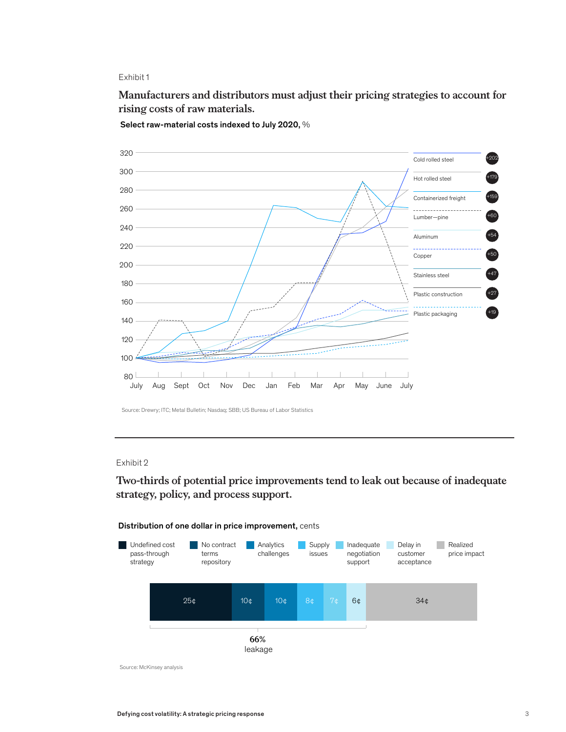Exhibit 1

## Manufacturers and distributors must adjust their pricing strategies to account for rising costs of raw materials.

**Select raw-material costs indexed to July 2020,** %

| Material | Change |
|---|---|
| Cold rolled steel | +202 |
| Hot rolled steel | +179 |
| Containerized freight | +159 |
| Lumber—pine | +60 |
| Aluminum | +54 |
| Copper | +50 |
| Stainless steel | +47 |
| Plastic construction | +27 |
| Plastic packaging | +19 |

Source: Drewry; ITC; Metal Bulletin; Nasdaq; SBB; US Bureau of Labor Statistics

---

Exhibit 2

## Two-thirds of potential price improvements tend to leak out because of inadequate strategy, policy, and process support.

**Distribution of one dollar in price improvement,** cents

| Category | Cents |
|---|---|
| Undefined cost pass-through strategy | 25¢ |
| No contract terms repository | 10¢ |
| Analytics challenges | 10¢ |
| Supply issues | 8¢ |
| Inadequate negotiation support | 7¢ |
| Delay in customer acceptance | 6¢ |
| Realized price impact | 34¢ |

**66%** leakage

Source: McKinsey analysis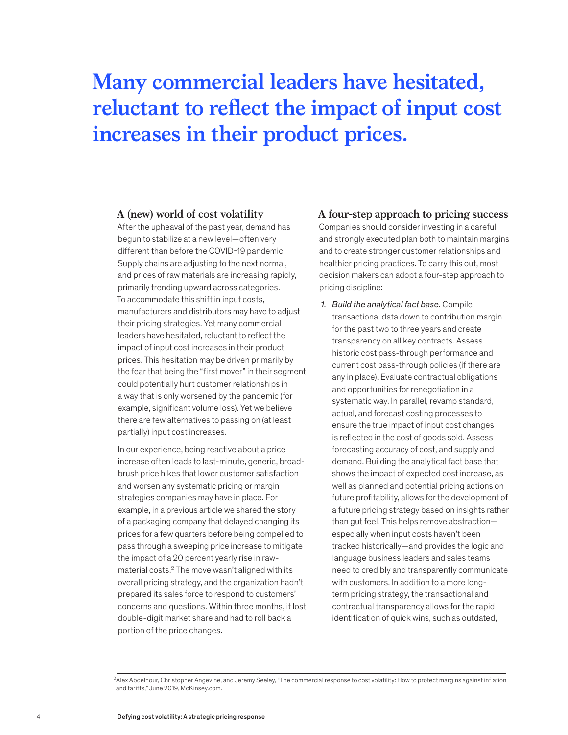# Many commercial leaders have hesitated, reluctant to reflect the impact of input cost increases in their product prices.

## A (new) world of cost volatility

After the upheaval of the past year, demand has begun to stabilize at a new level—often very different than before the COVID-19 pandemic. Supply chains are adjusting to the next normal, and prices of raw materials are increasing rapidly, primarily trending upward across categories. To accommodate this shift in input costs, manufacturers and distributors may have to adjust their pricing strategies. Yet many commercial leaders have hesitated, reluctant to reflect the impact of input cost increases in their product prices. This hesitation may be driven primarily by the fear that being the "first mover" in their segment could potentially hurt customer relationships in a way that is only worsened by the pandemic (for example, significant volume loss). Yet we believe there are few alternatives to passing on (at least partially) input cost increases.

In our experience, being reactive about a price increase often leads to last-minute, generic, broad-brush price hikes that lower customer satisfaction and worsen any systematic pricing or margin strategies companies may have in place. For example, in a previous article we shared the story of a packaging company that delayed changing its prices for a few quarters before being compelled to pass through a sweeping price increase to mitigate the impact of a 20 percent yearly rise in raw-material costs.[2] The move wasn't aligned with its overall pricing strategy, and the organization hadn't prepared its sales force to respond to customers' concerns and questions. Within three months, it lost double-digit market share and had to roll back a portion of the price changes.

## A four-step approach to pricing success

Companies should consider investing in a careful and strongly executed plan both to maintain margins and to create stronger customer relationships and healthier pricing practices. To carry this out, most decision makers can adopt a four-step approach to pricing discipline:

1. *Build the analytical fact base.* Compile transactional data down to contribution margin for the past two to three years and create transparency on all key contracts. Assess historic cost pass-through performance and current cost pass-through policies (if there are any in place). Evaluate contractual obligations and opportunities for renegotiation in a systematic way. In parallel, revamp standard, actual, and forecast costing processes to ensure the true impact of input cost changes is reflected in the cost of goods sold. Assess forecasting accuracy of cost, and supply and demand. Building the analytical fact base that shows the impact of expected cost increase, as well as planned and potential pricing actions on future profitability, allows for the development of a future pricing strategy based on insights rather than gut feel. This helps remove abstraction—especially when input costs haven't been tracked historically—and provides the logic and language business leaders and sales teams need to credibly and transparently communicate with customers. In addition to a more long-term pricing strategy, the transactional and contractual transparency allows for the rapid identification of quick wins, such as outdated,

[2] Alex Abdelnour, Christopher Angevine, and Jeremy Seeley, "The commercial response to cost volatility: How to protect margins against inflation and tariffs," June 2019, McKinsey.com.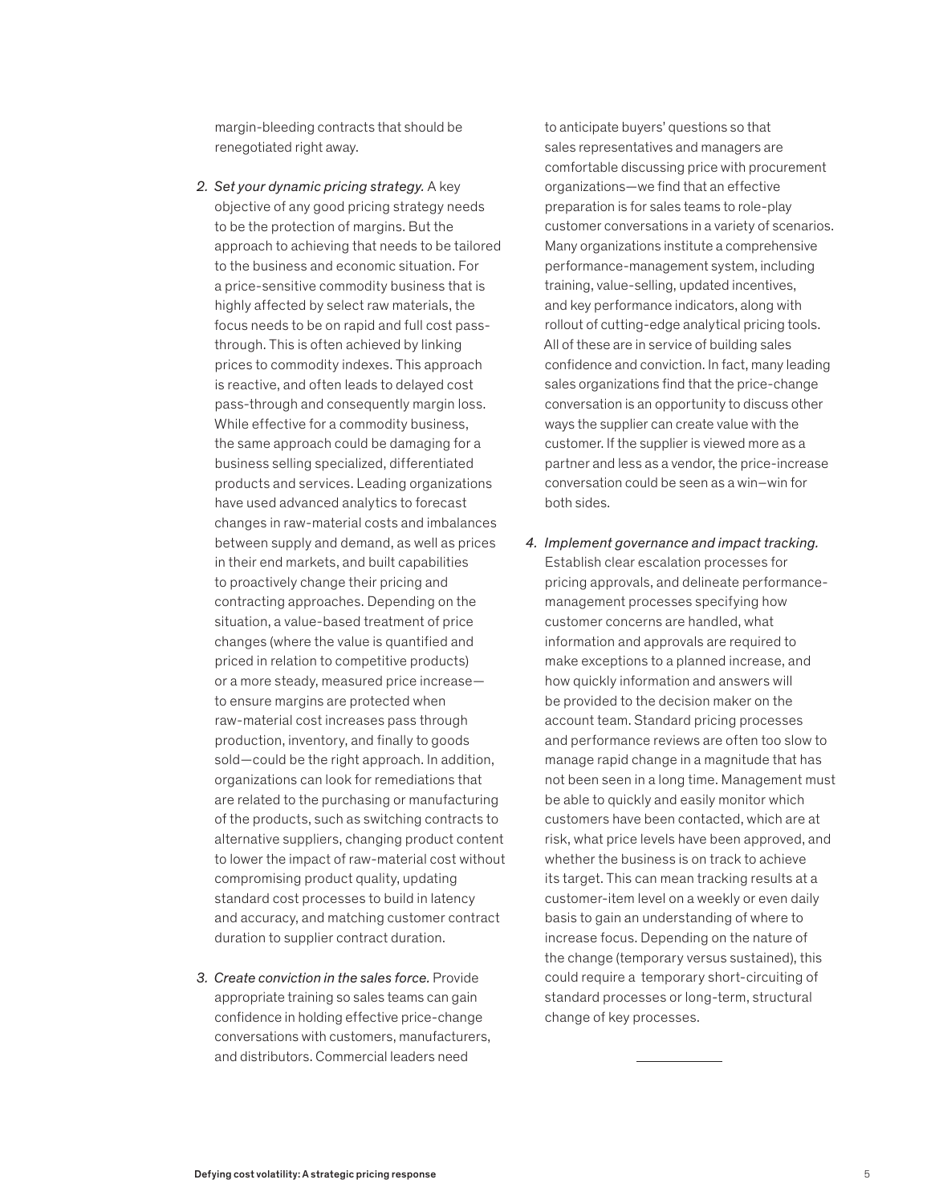margin-bleeding contracts that should be renegotiated right away.

2. *Set your dynamic pricing strategy.* A key objective of any good pricing strategy needs to be the protection of margins. But the approach to achieving that needs to be tailored to the business and economic situation. For a price-sensitive commodity business that is highly affected by select raw materials, the focus needs to be on rapid and full cost pass-through. This is often achieved by linking prices to commodity indexes. This approach is reactive, and often leads to delayed cost pass-through and consequently margin loss. While effective for a commodity business, the same approach could be damaging for a business selling specialized, differentiated products and services. Leading organizations have used advanced analytics to forecast changes in raw-material costs and imbalances between supply and demand, as well as prices in their end markets, and built capabilities to proactively change their pricing and contracting approaches. Depending on the situation, a value-based treatment of price changes (where the value is quantified and priced in relation to competitive products) or a more steady, measured price increase—to ensure margins are protected when raw-material cost increases pass through production, inventory, and finally to goods sold—could be the right approach. In addition, organizations can look for remediations that are related to the purchasing or manufacturing of the products, such as switching contracts to alternative suppliers, changing product content to lower the impact of raw-material cost without compromising product quality, updating standard cost processes to build in latency and accuracy, and matching customer contract duration to supplier contract duration.

3. *Create conviction in the sales force.* Provide appropriate training so sales teams can gain confidence in holding effective price-change conversations with customers, manufacturers, and distributors. Commercial leaders need to anticipate buyers' questions so that sales representatives and managers are comfortable discussing price with procurement organizations—we find that an effective preparation is for sales teams to role-play customer conversations in a variety of scenarios. Many organizations institute a comprehensive performance-management system, including training, value-selling, updated incentives, and key performance indicators, along with rollout of cutting-edge analytical pricing tools. All of these are in service of building sales confidence and conviction. In fact, many leading sales organizations find that the price-change conversation is an opportunity to discuss other ways the supplier can create value with the customer. If the supplier is viewed more as a partner and less as a vendor, the price-increase conversation could be seen as a win–win for both sides.

4. *Implement governance and impact tracking.* Establish clear escalation processes for pricing approvals, and delineate performance-management processes specifying how customer concerns are handled, what information and approvals are required to make exceptions to a planned increase, and how quickly information and answers will be provided to the decision maker on the account team. Standard pricing processes and performance reviews are often too slow to manage rapid change in a magnitude that has not been seen in a long time. Management must be able to quickly and easily monitor which customers have been contacted, which are at risk, what price levels have been approved, and whether the business is on track to achieve its target. This can mean tracking results at a customer-item level on a weekly or even daily basis to gain an understanding of where to increase focus. Depending on the nature of the change (temporary versus sustained), this could require a temporary short-circuiting of standard processes or long-term, structural change of key processes.

---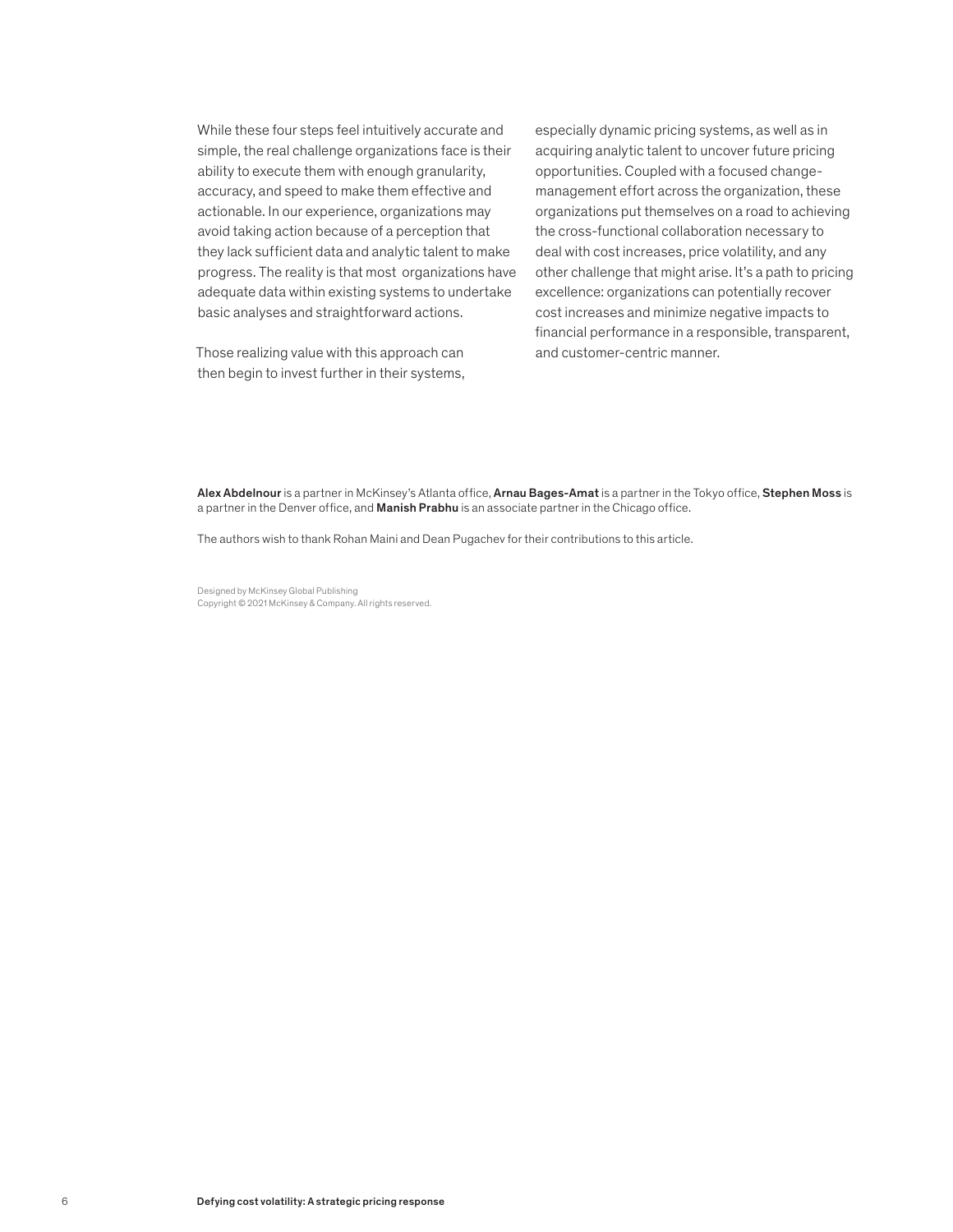While these four steps feel intuitively accurate and simple, the real challenge organizations face is their ability to execute them with enough granularity, accuracy, and speed to make them effective and actionable. In our experience, organizations may avoid taking action because of a perception that they lack sufficient data and analytic talent to make progress. The reality is that most organizations have adequate data within existing systems to undertake basic analyses and straightforward actions.

Those realizing value with this approach can then begin to invest further in their systems, especially dynamic pricing systems, as well as in acquiring analytic talent to uncover future pricing opportunities. Coupled with a focused change-management effort across the organization, these organizations put themselves on a road to achieving the cross-functional collaboration necessary to deal with cost increases, price volatility, and any other challenge that might arise. It's a path to pricing excellence: organizations can potentially recover cost increases and minimize negative impacts to financial performance in a responsible, transparent, and customer-centric manner.

**Alex Abdelnour** is a partner in McKinsey's Atlanta office, **Arnau Bages-Amat** is a partner in the Tokyo office, **Stephen Moss** is a partner in the Denver office, and **Manish Prabhu** is an associate partner in the Chicago office.

The authors wish to thank Rohan Maini and Dean Pugachev for their contributions to this article.

Designed by McKinsey Global Publishing
Copyright © 2021 McKinsey & Company. All rights reserved.